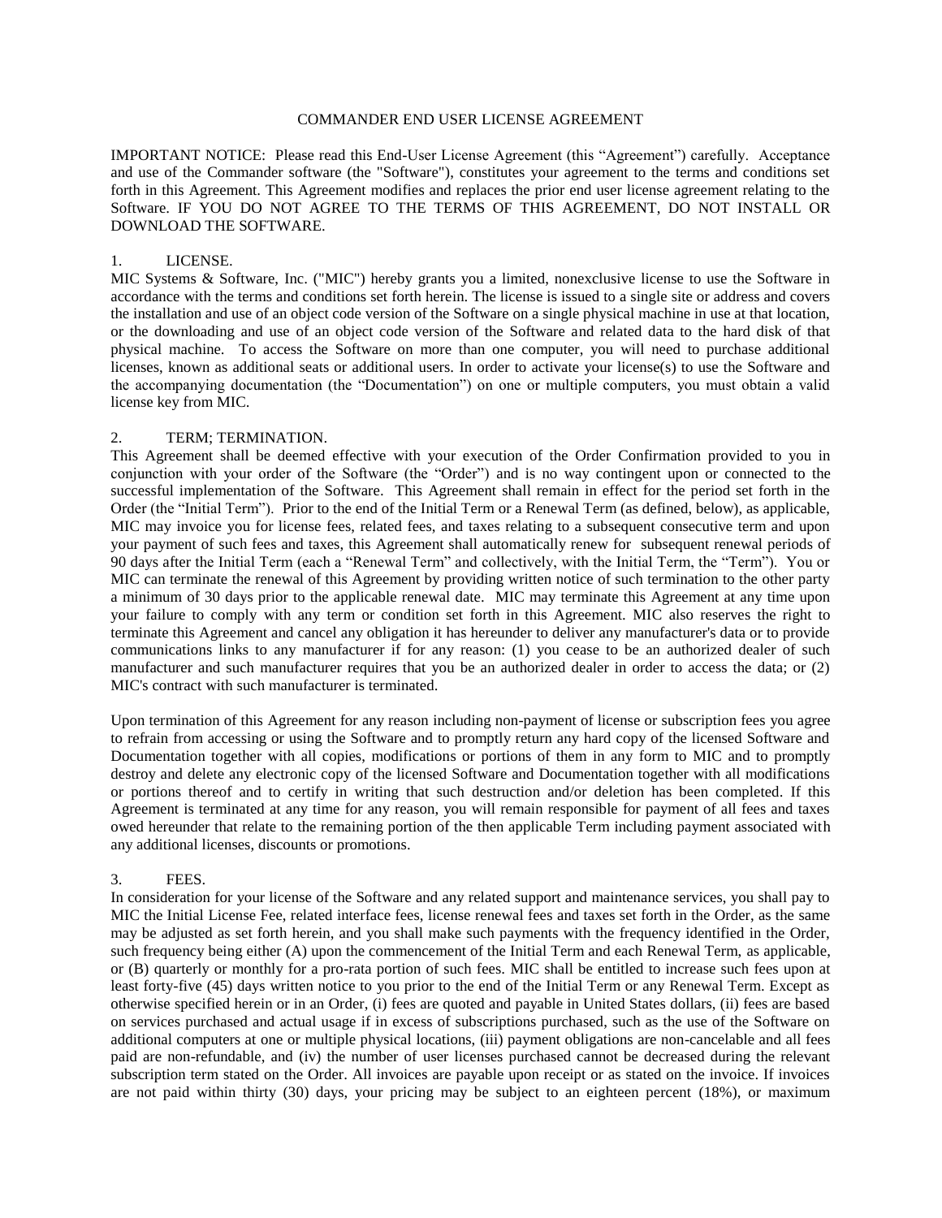# COMMANDER END USER LICENSE AGREEMENT

IMPORTANT NOTICE: Please read this End-User License Agreement (this "Agreement") carefully. Acceptance and use of the Commander software (the "Software"), constitutes your agreement to the terms and conditions set forth in this Agreement. This Agreement modifies and replaces the prior end user license agreement relating to the Software. IF YOU DO NOT AGREE TO THE TERMS OF THIS AGREEMENT, DO NOT INSTALL OR DOWNLOAD THE SOFTWARE.

## 1. LICENSE.

MIC Systems & Software, Inc. ("MIC") hereby grants you a limited, nonexclusive license to use the Software in accordance with the terms and conditions set forth herein. The license is issued to a single site or address and covers the installation and use of an object code version of the Software on a single physical machine in use at that location, or the downloading and use of an object code version of the Software and related data to the hard disk of that physical machine. To access the Software on more than one computer, you will need to purchase additional licenses, known as additional seats or additional users. In order to activate your license(s) to use the Software and the accompanying documentation (the "Documentation") on one or multiple computers, you must obtain a valid license key from MIC.

## 2. TERM; TERMINATION.

This Agreement shall be deemed effective with your execution of the Order Confirmation provided to you in conjunction with your order of the Software (the "Order") and is no way contingent upon or connected to the successful implementation of the Software. This Agreement shall remain in effect for the period set forth in the Order (the "Initial Term"). Prior to the end of the Initial Term or a Renewal Term (as defined, below), as applicable, MIC may invoice you for license fees, related fees, and taxes relating to a subsequent consecutive term and upon your payment of such fees and taxes, this Agreement shall automatically renew for subsequent renewal periods of 90 days after the Initial Term (each a "Renewal Term" and collectively, with the Initial Term, the "Term"). You or MIC can terminate the renewal of this Agreement by providing written notice of such termination to the other party a minimum of 30 days prior to the applicable renewal date. MIC may terminate this Agreement at any time upon your failure to comply with any term or condition set forth in this Agreement. MIC also reserves the right to terminate this Agreement and cancel any obligation it has hereunder to deliver any manufacturer's data or to provide communications links to any manufacturer if for any reason: (1) you cease to be an authorized dealer of such manufacturer and such manufacturer requires that you be an authorized dealer in order to access the data; or (2) MIC's contract with such manufacturer is terminated.

Upon termination of this Agreement for any reason including non-payment of license or subscription fees you agree to refrain from accessing or using the Software and to promptly return any hard copy of the licensed Software and Documentation together with all copies, modifications or portions of them in any form to MIC and to promptly destroy and delete any electronic copy of the licensed Software and Documentation together with all modifications or portions thereof and to certify in writing that such destruction and/or deletion has been completed. If this Agreement is terminated at any time for any reason, you will remain responsible for payment of all fees and taxes owed hereunder that relate to the remaining portion of the then applicable Term including payment associated with any additional licenses, discounts or promotions.

## 3. FEES.

In consideration for your license of the Software and any related support and maintenance services, you shall pay to MIC the Initial License Fee, related interface fees, license renewal fees and taxes set forth in the Order, as the same may be adjusted as set forth herein, and you shall make such payments with the frequency identified in the Order, such frequency being either (A) upon the commencement of the Initial Term and each Renewal Term, as applicable, or (B) quarterly or monthly for a pro-rata portion of such fees. MIC shall be entitled to increase such fees upon at least forty-five (45) days written notice to you prior to the end of the Initial Term or any Renewal Term. Except as otherwise specified herein or in an Order, (i) fees are quoted and payable in United States dollars, (ii) fees are based on services purchased and actual usage if in excess of subscriptions purchased, such as the use of the Software on additional computers at one or multiple physical locations, (iii) payment obligations are non-cancelable and all fees paid are non-refundable, and (iv) the number of user licenses purchased cannot be decreased during the relevant subscription term stated on the Order. All invoices are payable upon receipt or as stated on the invoice. If invoices are not paid within thirty (30) days, your pricing may be subject to an eighteen percent (18%), or maximum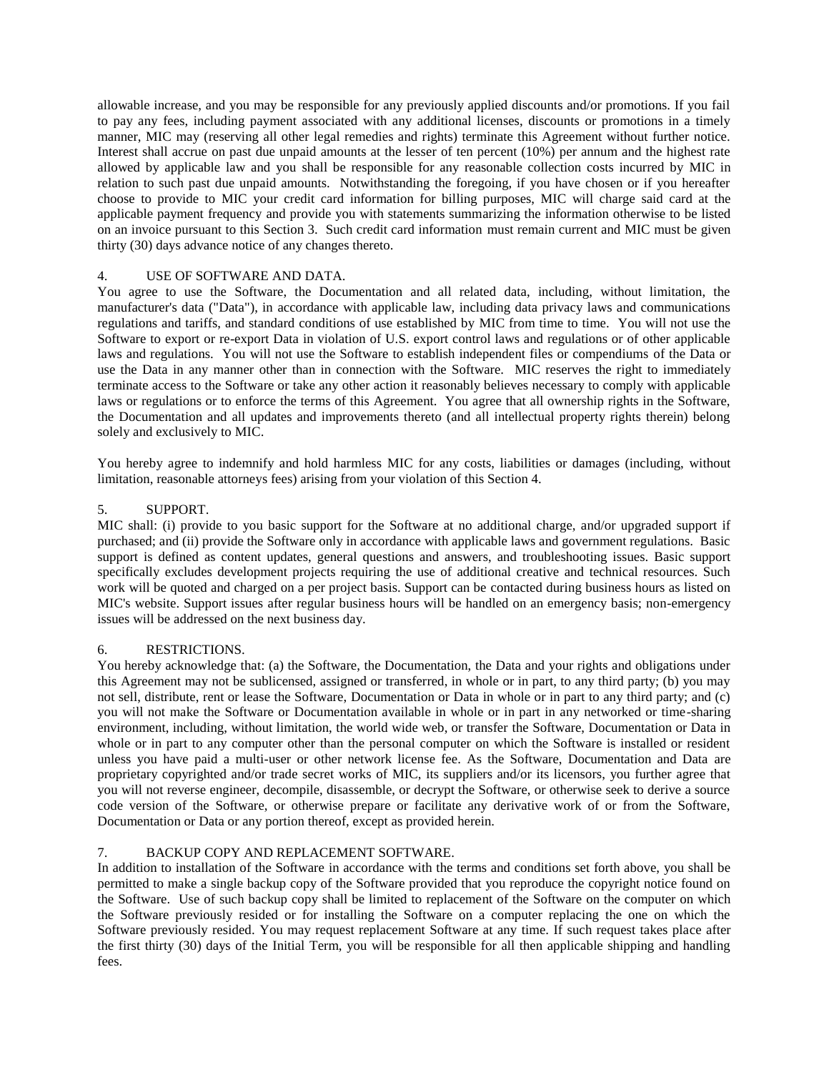allowable increase, and you may be responsible for any previously applied discounts and/or promotions. If you fail to pay any fees, including payment associated with any additional licenses, discounts or promotions in a timely manner, MIC may (reserving all other legal remedies and rights) terminate this Agreement without further notice. Interest shall accrue on past due unpaid amounts at the lesser of ten percent (10%) per annum and the highest rate allowed by applicable law and you shall be responsible for any reasonable collection costs incurred by MIC in relation to such past due unpaid amounts. Notwithstanding the foregoing, if you have chosen or if you hereafter choose to provide to MIC your credit card information for billing purposes, MIC will charge said card at the applicable payment frequency and provide you with statements summarizing the information otherwise to be listed on an invoice pursuant to this Section 3. Such credit card information must remain current and MIC must be given thirty (30) days advance notice of any changes thereto.

4. USE OF SOFTWARE AND DATA.

You agree to use the Software, the Documentation and all related data, including, without limitation, the manufacturer's data ("Data"), in accordance with applicable law, including data privacy laws and communications regulations and tariffs, and standard conditions of use established by MIC from time to time. You will not use the Software to export or re-export Data in violation of U.S. export control laws and regulations or of other applicable laws and regulations. You will not use the Software to establish independent files or compendiums of the Data or use the Data in any manner other than in connection with the Software. MIC reserves the right to immediately terminate access to the Software or take any other action it reasonably believes necessary to comply with applicable laws or regulations or to enforce the terms of this Agreement. You agree that all ownership rights in the Software, the Documentation and all updates and improvements thereto (and all intellectual property rights therein) belong solely and exclusively to MIC.

You hereby agree to indemnify and hold harmless MIC for any costs, liabilities or damages (including, without limitation, reasonable attorneys fees) arising from your violation of this Section 4.

5. SUPPORT.

MIC shall: (i) provide to you basic support for the Software at no additional charge, and/or upgraded support if purchased; and (ii) provide the Software only in accordance with applicable laws and government regulations. Basic support is defined as content updates, general questions and answers, and troubleshooting issues. Basic support specifically excludes development projects requiring the use of additional creative and technical resources. Such work will be quoted and charged on a per project basis. Support can be contacted during business hours as listed on MIC's website. Support issues after regular business hours will be handled on an emergency basis; non-emergency issues will be addressed on the next business day.

6. RESTRICTIONS.

You hereby acknowledge that: (a) the Software, the Documentation, the Data and your rights and obligations under this Agreement may not be sublicensed, assigned or transferred, in whole or in part, to any third party; (b) you may not sell, distribute, rent or lease the Software, Documentation or Data in whole or in part to any third party; and (c) you will not make the Software or Documentation available in whole or in part in any networked or time-sharing environment, including, without limitation, the world wide web, or transfer the Software, Documentation or Data in whole or in part to any computer other than the personal computer on which the Software is installed or resident unless you have paid a multi-user or other network license fee. As the Software, Documentation and Data are proprietary copyrighted and/or trade secret works of MIC, its suppliers and/or its licensors, you further agree that you will not reverse engineer, decompile, disassemble, or decrypt the Software, or otherwise seek to derive a source code version of the Software, or otherwise prepare or facilitate any derivative work of or from the Software, Documentation or Data or any portion thereof, except as provided herein.

7. BACKUP COPY AND REPLACEMENT SOFTWARE.

In addition to installation of the Software in accordance with the terms and conditions set forth above, you shall be permitted to make a single backup copy of the Software provided that you reproduce the copyright notice found on the Software. Use of such backup copy shall be limited to replacement of the Software on the computer on which the Software previously resided or for installing the Software on a computer replacing the one on which the Software previously resided. You may request replacement Software at any time. If such request takes place after the first thirty (30) days of the Initial Term, you will be responsible for all then applicable shipping and handling fees.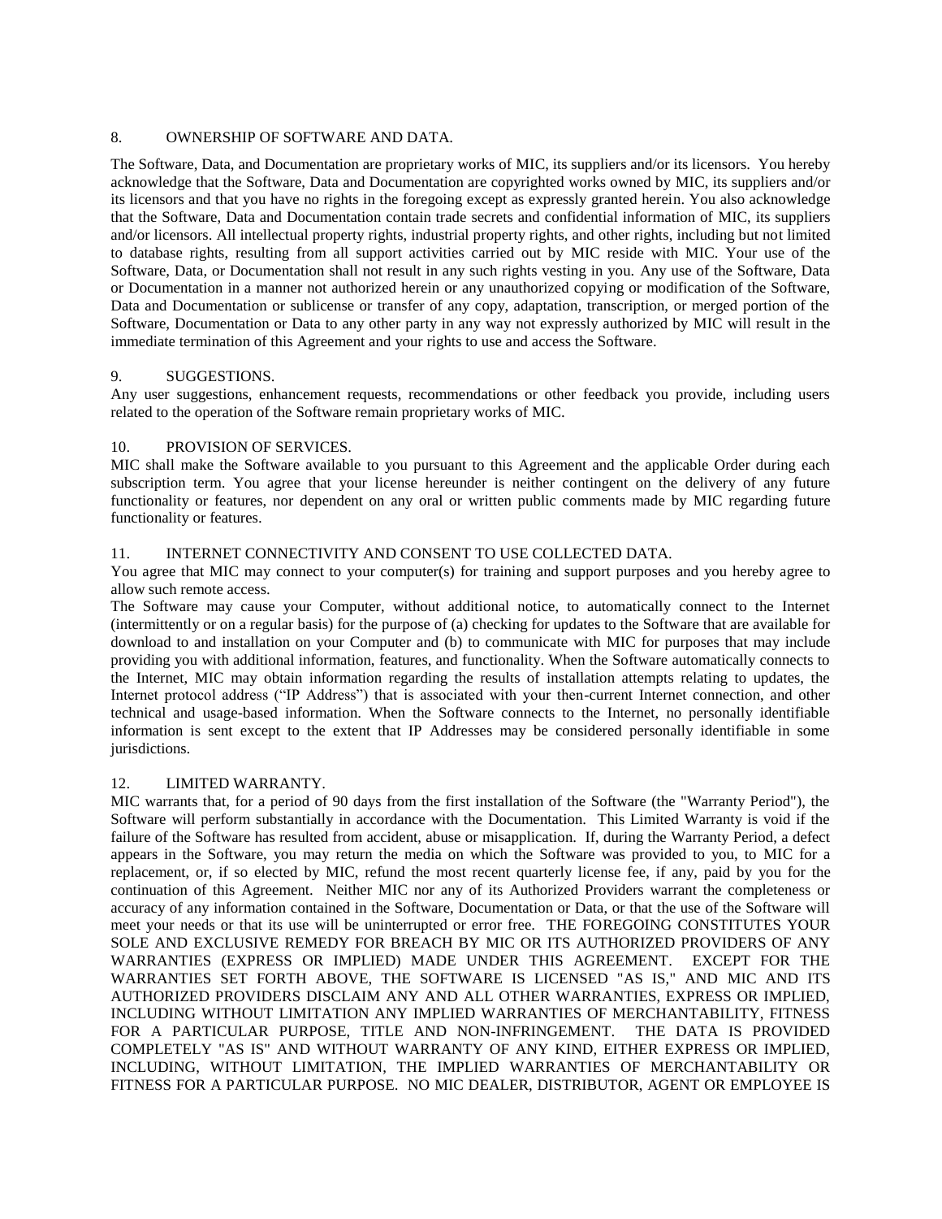## 8. OWNERSHIP OF SOFTWARE AND DATA.

The Software, Data, and Documentation are proprietary works of MIC, its suppliers and/or its licensors. You hereby acknowledge that the Software, Data and Documentation are copyrighted works owned by MIC, its suppliers and/or its licensors and that you have no rights in the foregoing except as expressly granted herein. You also acknowledge that the Software, Data and Documentation contain trade secrets and confidential information of MIC, its suppliers and/or licensors. All intellectual property rights, industrial property rights, and other rights, including but not limited to database rights, resulting from all support activities carried out by MIC reside with MIC. Your use of the Software, Data, or Documentation shall not result in any such rights vesting in you. Any use of the Software, Data or Documentation in a manner not authorized herein or any unauthorized copying or modification of the Software, Data and Documentation or sublicense or transfer of any copy, adaptation, transcription, or merged portion of the Software, Documentation or Data to any other party in any way not expressly authorized by MIC will result in the immediate termination of this Agreement and your rights to use and access the Software.

## 9. SUGGESTIONS.

Any user suggestions, enhancement requests, recommendations or other feedback you provide, including users related to the operation of the Software remain proprietary works of MIC.

## 10. PROVISION OF SERVICES.

MIC shall make the Software available to you pursuant to this Agreement and the applicable Order during each subscription term. You agree that your license hereunder is neither contingent on the delivery of any future functionality or features, nor dependent on any oral or written public comments made by MIC regarding future functionality or features.

## 11. INTERNET CONNECTIVITY AND CONSENT TO USE COLLECTED DATA.

You agree that MIC may connect to your computer(s) for training and support purposes and you hereby agree to allow such remote access.

The Software may cause your Computer, without additional notice, to automatically connect to the Internet (intermittently or on a regular basis) for the purpose of (a) checking for updates to the Software that are available for download to and installation on your Computer and (b) to communicate with MIC for purposes that may include providing you with additional information, features, and functionality. When the Software automatically connects to the Internet, MIC may obtain information regarding the results of installation attempts relating to updates, the Internet protocol address ("IP Address") that is associated with your then-current Internet connection, and other technical and usage-based information. When the Software connects to the Internet, no personally identifiable information is sent except to the extent that IP Addresses may be considered personally identifiable in some jurisdictions.

## 12. LIMITED WARRANTY.

MIC warrants that, for a period of 90 days from the first installation of the Software (the "Warranty Period"), the Software will perform substantially in accordance with the Documentation. This Limited Warranty is void if the failure of the Software has resulted from accident, abuse or misapplication. If, during the Warranty Period, a defect appears in the Software, you may return the media on which the Software was provided to you, to MIC for a replacement, or, if so elected by MIC, refund the most recent quarterly license fee, if any, paid by you for the continuation of this Agreement. Neither MIC nor any of its Authorized Providers warrant the completeness or accuracy of any information contained in the Software, Documentation or Data, or that the use of the Software will meet your needs or that its use will be uninterrupted or error free. THE FOREGOING CONSTITUTES YOUR SOLE AND EXCLUSIVE REMEDY FOR BREACH BY MIC OR ITS AUTHORIZED PROVIDERS OF ANY WARRANTIES (EXPRESS OR IMPLIED) MADE UNDER THIS AGREEMENT. EXCEPT FOR THE WARRANTIES SET FORTH ABOVE, THE SOFTWARE IS LICENSED "AS IS," AND MIC AND ITS AUTHORIZED PROVIDERS DISCLAIM ANY AND ALL OTHER WARRANTIES, EXPRESS OR IMPLIED, INCLUDING WITHOUT LIMITATION ANY IMPLIED WARRANTIES OF MERCHANTABILITY, FITNESS FOR A PARTICULAR PURPOSE, TITLE AND NON-INFRINGEMENT. THE DATA IS PROVIDED COMPLETELY "AS IS" AND WITHOUT WARRANTY OF ANY KIND, EITHER EXPRESS OR IMPLIED, INCLUDING, WITHOUT LIMITATION, THE IMPLIED WARRANTIES OF MERCHANTABILITY OR FITNESS FOR A PARTICULAR PURPOSE. NO MIC DEALER, DISTRIBUTOR, AGENT OR EMPLOYEE IS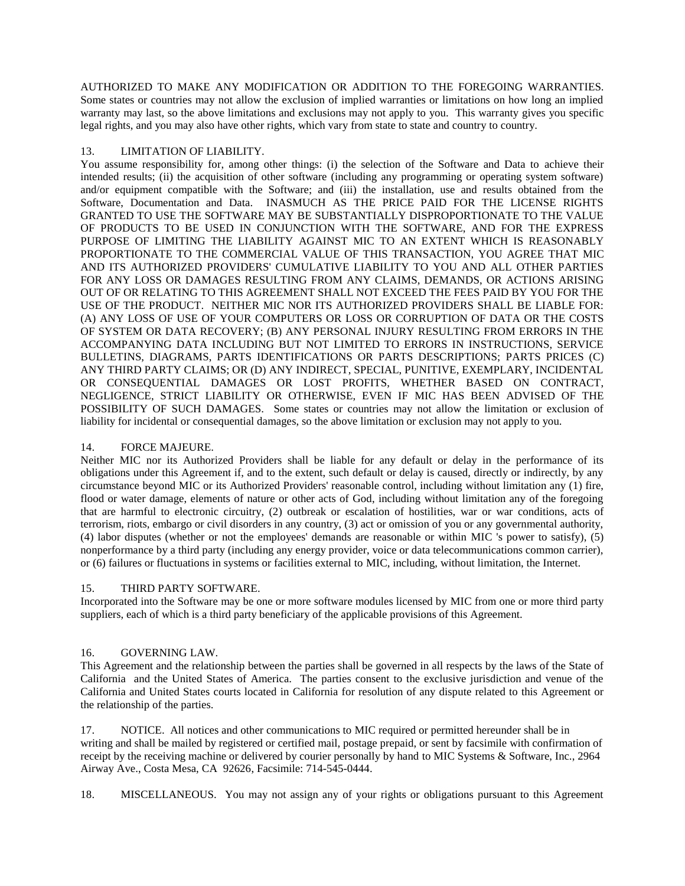AUTHORIZED TO MAKE ANY MODIFICATION OR ADDITION TO THE FOREGOING WARRANTIES. Some states or countries may not allow the exclusion of implied warranties or limitations on how long an implied warranty may last, so the above limitations and exclusions may not apply to you. This warranty gives you specific legal rights, and you may also have other rights, which vary from state to state and country to country.

13. LIMITATION OF LIABILITY.

You assume responsibility for, among other things: (i) the selection of the Software and Data to achieve their intended results; (ii) the acquisition of other software (including any programming or operating system software) and/or equipment compatible with the Software; and (iii) the installation, use and results obtained from the Software, Documentation and Data. INASMUCH AS THE PRICE PAID FOR THE LICENSE RIGHTS GRANTED TO USE THE SOFTWARE MAY BE SUBSTANTIALLY DISPROPORTIONATE TO THE VALUE OF PRODUCTS TO BE USED IN CONJUNCTION WITH THE SOFTWARE, AND FOR THE EXPRESS PURPOSE OF LIMITING THE LIABILITY AGAINST MIC TO AN EXTENT WHICH IS REASONABLY PROPORTIONATE TO THE COMMERCIAL VALUE OF THIS TRANSACTION, YOU AGREE THAT MIC AND ITS AUTHORIZED PROVIDERS' CUMULATIVE LIABILITY TO YOU AND ALL OTHER PARTIES FOR ANY LOSS OR DAMAGES RESULTING FROM ANY CLAIMS, DEMANDS, OR ACTIONS ARISING OUT OF OR RELATING TO THIS AGREEMENT SHALL NOT EXCEED THE FEES PAID BY YOU FOR THE USE OF THE PRODUCT. NEITHER MIC NOR ITS AUTHORIZED PROVIDERS SHALL BE LIABLE FOR: (A) ANY LOSS OF USE OF YOUR COMPUTERS OR LOSS OR CORRUPTION OF DATA OR THE COSTS OF SYSTEM OR DATA RECOVERY; (B) ANY PERSONAL INJURY RESULTING FROM ERRORS IN THE ACCOMPANYING DATA INCLUDING BUT NOT LIMITED TO ERRORS IN INSTRUCTIONS, SERVICE BULLETINS, DIAGRAMS, PARTS IDENTIFICATIONS OR PARTS DESCRIPTIONS; PARTS PRICES (C) ANY THIRD PARTY CLAIMS; OR (D) ANY INDIRECT, SPECIAL, PUNITIVE, EXEMPLARY, INCIDENTAL OR CONSEQUENTIAL DAMAGES OR LOST PROFITS, WHETHER BASED ON CONTRACT, NEGLIGENCE, STRICT LIABILITY OR OTHERWISE, EVEN IF MIC HAS BEEN ADVISED OF THE POSSIBILITY OF SUCH DAMAGES. Some states or countries may not allow the limitation or exclusion of liability for incidental or consequential damages, so the above limitation or exclusion may not apply to you.

14. FORCE MAJEURE.

Neither MIC nor its Authorized Providers shall be liable for any default or delay in the performance of its obligations under this Agreement if, and to the extent, such default or delay is caused, directly or indirectly, by any circumstance beyond MIC or its Authorized Providers' reasonable control, including without limitation any (1) fire, flood or water damage, elements of nature or other acts of God, including without limitation any of the foregoing that are harmful to electronic circuitry, (2) outbreak or escalation of hostilities, war or war conditions, acts of terrorism, riots, embargo or civil disorders in any country, (3) act or omission of you or any governmental authority, (4) labor disputes (whether or not the employees' demands are reasonable or within MIC 's power to satisfy), (5) nonperformance by a third party (including any energy provider, voice or data telecommunications common carrier), or (6) failures or fluctuations in systems or facilities external to MIC, including, without limitation, the Internet.

15. THIRD PARTY SOFTWARE.

Incorporated into the Software may be one or more software modules licensed by MIC from one or more third party suppliers, each of which is a third party beneficiary of the applicable provisions of this Agreement.

16. GOVERNING LAW.

This Agreement and the relationship between the parties shall be governed in all respects by the laws of the State of California and the United States of America. The parties consent to the exclusive jurisdiction and venue of the California and United States courts located in California for resolution of any dispute related to this Agreement or the relationship of the parties.

17. NOTICE. All notices and other communications to MIC required or permitted hereunder shall be in writing and shall be mailed by registered or certified mail, postage prepaid, or sent by facsimile with confirmation of receipt by the receiving machine or delivered by courier personally by hand to MIC Systems & Software, Inc., 2964 Airway Ave., Costa Mesa, CA 92626, Facsimile: 714-545-0444.

18. MISCELLANEOUS. You may not assign any of your rights or obligations pursuant to this Agreement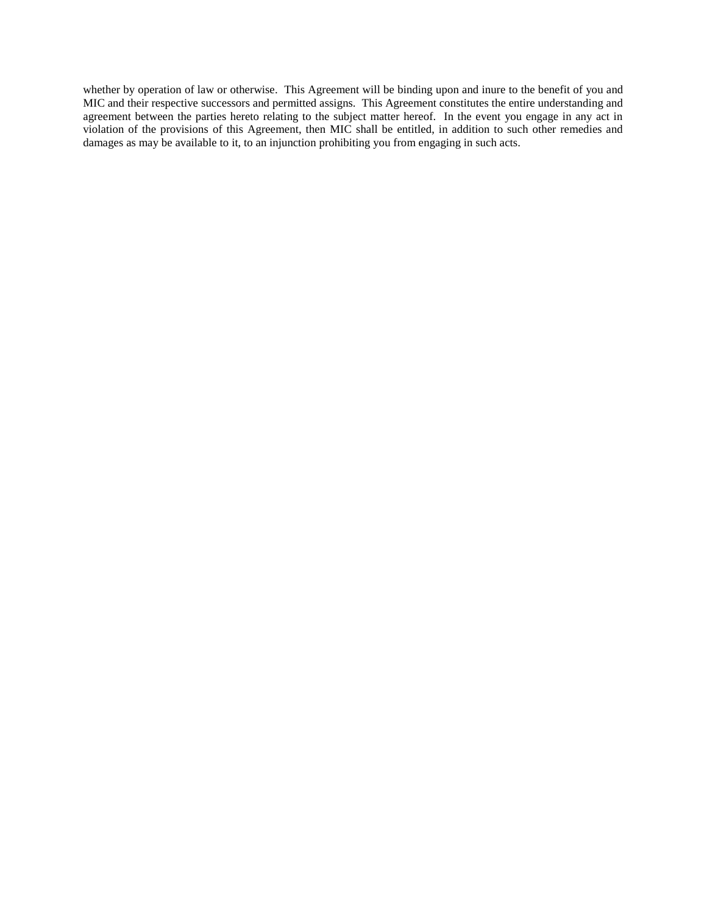whether by operation of law or otherwise. This Agreement will be binding upon and inure to the benefit of you and MIC and their respective successors and permitted assigns. This Agreement constitutes the entire understanding and agreement between the parties hereto relating to the subject matter hereof. In the event you engage in any act in violation of the provisions of this Agreement, then MIC shall be entitled, in addition to such other remedies and damages as may be available to it, to an injunction prohibiting you from engaging in such acts.